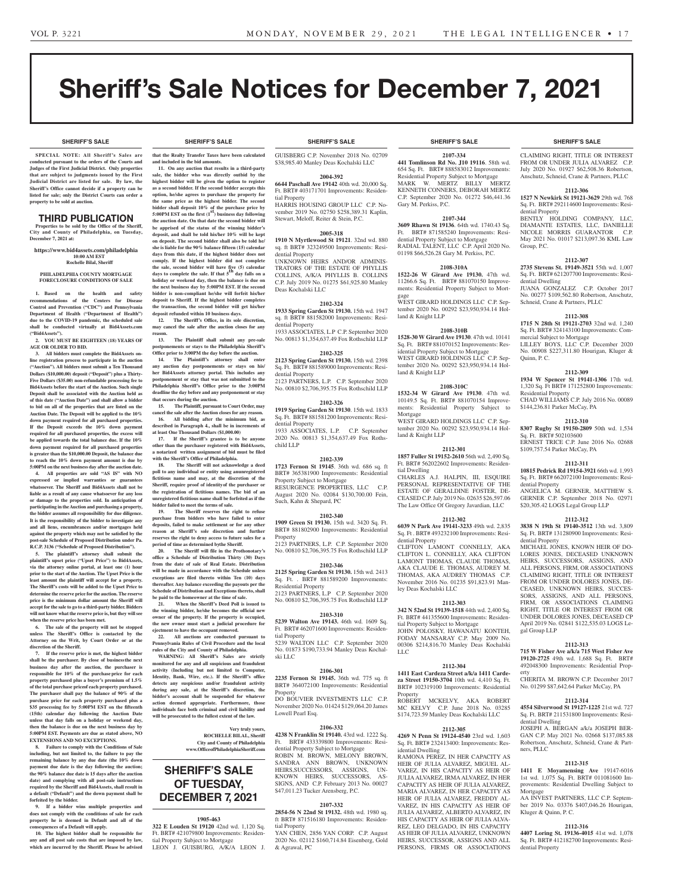# Sheriff's Sale Notices for December 7, 2021

**SHERIFF'S SALE**

**SPECIAL NOTE: All Sheriff's Sales are conducted pursuant to the orders of the Courts and Judges of the First Judicial District. Only properties that are subject to judgments issued by the First Judicial District are listed for sale. By law, the Sheriff's Office cannot decide if a property can be listed for sale; only the District Courts can order a property to be sold at auction.**

## THIRD PUBLICATION

**Properties to be sold by the Office of the Sheriff, City and County of Philadelphia, on Tuesday, December 7, 2021 at:**

**https://www.bid4assets.com/philadelphia**
**10:00 AM EST**
**Rochelle Bilal, Sheriff**

**PHILADELPHIA COUNTY MORTGAGE FORECLOSURE CONDITIONS OF SALE**

**1. Based on the health and safety recommendations of the Centers for Disease Control and Prevention ("CDC") and Pennsylvania Department of Health ("Department of Health") due to the COVID-19 pandemic, the scheduled sale shall be conducted virtually at Bid4Assets.com ("Bid4Assets").**

**2. YOU MUST BE EIGHTEEN (18) YEARS OF AGE OR OLDER TO BID.**

**3. All bidders must complete the Bid4Assets online registration process to participate in the auction ("Auction"). All bidders must submit a Ten Thousand Dollars ($10,000.00) deposit ("Deposit") plus a Thirty-Five Dollars ($35.00) non-refundable processing fee to Bid4Assets before the start of the Auction. Such single Deposit shall be associated with the Auction held as of this date ("Auction Date") and shall allow a bidder to bid on all of the properties that are listed on the Auction Date. The Deposit will be applied to the 10% down payment required for all purchased properties. If the Deposit exceeds the 10% down payment required for all purchased properties, the excess will be applied towards the total balance due. If the 10% down payment required for all purchased properties is greater than the $10,000.00 Deposit, the balance due to reach the 10% down payment amount is due by 5:00PM on the next business day after the auction date.**

**4. All properties are sold "AS IS" with NO expressed or implied warranties or guarantees whatsoever. The Sheriff and Bid4Assets shall not be liable as a result of any cause whatsoever for any loss or damage to the properties sold. In anticipation of participating in the Auction and purchasing a property, the bidder assumes all responsibility for due diligence. It is the responsibility of the bidder to investigate any and all liens, encumbrances and/or mortgages held against the property which may not be satisfied by the post-sale Schedule of Proposed Distribution under Pa. R.C.P. 3136 ("Schedule of Proposed Distribution").**

**5. The plaintiff's attorney shall submit the plaintiff's upset price ("Upset Price") to Bid4Assets, via the attorney online portal, at least one (1) hour prior to the start of the Auction. The Upset Price is the least amount the plaintiff will accept for a property. The Sheriff's costs will be added to the Upset Price to determine the reserve price for the auction. The reserve price is the minimum dollar amount the Sheriff will accept for the sale to go to a third-party bidder. Bidders will not know what the reserve price is, but they will see when the reserve price has been met.**

**6. The sale of the property will not be stopped unless The Sheriff's Office is contacted by the Attorney on the Writ, by Court Order or at the discretion of the Sheriff.**

**7. If the reserve price is met, the highest bidder shall be the purchaser. By close of business the next business day after the auction, the purchaser is responsible for 10% of the purchase price for each property purchased plus a buyer's premium of 1.5% of the total purchase price of each property purchased. The purchaser shall pay the balance of 90% of the purchase price for each property purchased plus a $35 processing fee by 5:00PM EST on the fifteenth (15th) calendar day following the Auction Date unless that day falls on a holiday or weekend day, then the balance is due on the next business day by 5:00PM EST. Payments are due as stated above, NO EXTENSIONS AND NO EXCEPTIONS.**

**8. Failure to comply with the Conditions of Sale including, but not limited to, the failure to pay the remaining balance by any due date (the 10% down payment due date is the day following the auction; the 90% balance due date is 15 days after the auction date) and complying with all post-sale instructions required by the Sheriff and Bid4Assets, shall result in a default ("Default") and the down payment shall be forfeited by the bidder.**

**9. If a bidder wins multiple properties and does not comply with the conditions of sale for each property he is deemed in Default and all of the consequences of a Default will apply.**

**10. The highest bidder shall be responsible for any and all post sale costs that are imposed by law, which are incurred by the Sheriff. Please be advised that the Realty Transfer Taxes have been calculated and included in the bid amounts.**

**11. On any auction that results in a third-party sale, the bidder who was directly outbid by the highest bidder will be given the option to register as a second bidder. If the second bidder accepts this option, he/she agrees to purchase the property for the same price as the highest bidder. The second bidder shall deposit 10% of the purchase price by 5:00PM EST on the first (1st) business day following the auction date. On that date the second bidder will be apprised of the status of the winning bidder's deposit, and shall be told his/her 10% will be kept on deposit. The second bidder shall also be told he/she is liable for the 90% balance fifteen (15) calendar days from this date, if the highest bidder does not comply. If the highest bidder did not complete the sale, second bidder will have five (5) calendar days to complete the sale. If that 5th day falls on a holiday or weekend day, then the balance is due on the next business day by 5:00PM EST. If the second bidder is non-compliant he/she will forfeit his/her deposit to Sheriff. If the highest bidder completes the transaction, the second bidder will get his/her deposit refunded within 10 business days.**

**12. The Sheriff's Office, in its sole discretion, may cancel the sale after the auction closes for any reason.**

**13. The Plaintiff shall submit any pre-sale postponements or stays to the Philadelphia Sheriff's Office prior to 3:00PM the day before the auction.**

**14. The Plaintiff's attorney shall enter any auction day postponements or stays on his/her Bid4Assets attorney portal. This includes any postponement or stay that was not submitted to the Philadelphia Sheriff's Office prior to the 3:00PM deadline the day before and any postponement or stay that occurs during the auction.**

**15. The Plaintiff, pursuant to Court Order, may cancel the sale after the Auction closes for any reason.**

**16. All bidding after the minimum bid, as described in Paragraph 4., shall be in increments of at least One Thousand Dollars ($1,000.00)**

**17. If the Sheriff's grantee is to be anyone other than the purchaser registered with Bid4Assets, a notarized written assignment of bid must be filed with the Sheriff's Office of Philadelphia.**

**18. The Sheriff will not acknowledge a deed poll to any individual or entity using an unregistered fictitious name and may, at the discretion of the Sheriff, require proof of identity of the purchaser or the registration of fictitious names. The bid of an unregistered fictitious name shall be forfeited as if the bidder failed to meet the terms of sale.**

**19. The Sheriff reserves the right to refuse purchase from bidders who have failed to enter deposits, failed to make settlement or for any other reason at Sheriff's sole discretion and further reserves the right to deny access to future sales for a period of time as determined by the Sheriff.**

**20. The Sheriff will file in the Prothonotary's office a Schedule of Distribution Thirty (30) Days from the date of sale of Real Estate. Distribution will be made in accordance with the Schedule unless exceptions are filed thereto within Ten (10) days thereafter. Any balance exceeding the payouts per the Schedule of Distribution and Exceptions thereto, shall be paid to the homeowner at the time of sale.**

**21. When the Sheriff's Deed Poll is issued to the winning bidder, he/she becomes the official new owner of the property. If the property is occupied, the new owner must start a judicial procedure for ejectment to have the occupant removed.**

**22. All auctions are conducted pursuant to Pennsylvania Rules of Civil Procedure and the local rules of the City and County of Philadelphia.**

**WARNING: All Sheriff's Sales are strictly monitored for any and all suspicious and fraudulent activity (Including but not limited to Computer, Identity, Bank, Wire, etc.). If the Sheriff's office detects any suspicious and/or fraudulent activity during any sale, at the Sheriff's discretion, the bidder's account shall be suspended for whatever action deemed appropriate. Furthermore, those individuals face both criminal and civil liability and will be prosecuted to the fullest extent of the law.**

**Very truly yours,**
**ROCHELLE BILAL, Sheriff**
**City and County of Philadelphia**
**www.OfficeofPhiladelphiaSheriff.com**

## SHERIFF'S SALE OF TUESDAY, DECEMBER 7, 2021

**1905-463**
**322 E Louden St 19120** 42nd wd. 1,120 Sq. Ft. BRT# 421079800 Improvements: Residential Property Subject to Mortgage
LEON J. GUISBURG, A/K/A LEON J. GUISBURG LLC C.P. November 2018 No. 02709 $38,985.40 Manley Deas Kochalski LLC

**2004-392**
**6644 Paschall Ave 19142** 40th wd. 20,000 Sq. Ft. BRT# 403171701 Improvements: Residential Property
HARRIS HOUSING GROUP LLC C.P. November 2019 No. 02750 $258,389.31 Kaplin, Stewart, Meloff, Reiter & Stein, P.C.

**2005-318**
**1910 N Myrtlewood St 19121**. 32nd wd. 880 sq. ft BRT# 323249500 Improvements: Residential Property
UNKNOWN HEIRS AND/OR ADMINISTRATORS OF THE ESTATE OF PHYLLIS COLLINS, A/K/A PHYLLIS B. COLLINS C.P. July 2019 No. 01275 $61,925.80 Manley Deas Kochalski LLC

**2102-324**
**1933 Spring Garden St 19130.** 15th wd. 1947 sq. ft BRT# 881582000 Improvements: Residential Property
1933 ASSOCIATES, L.P C.P. September 2020 No. 00813 $1,354,637.49 Fox Rothschild LLP

**2102-325**
**2123 Spring Garden St 19130.** 15th wd. 2398 Sq. Ft. BRT# 881589000 Improvements: Residential Property
2123 PARTNERS, L.P. C.P. September 2020 No. 00810 $2,706,395.75 Fox Rothschild LLP

**2102-326**
**1919 Spring Garden St 19130**. 15th wd. 1833 Sq. Ft. BRT# 881581200 Improvements: Residential Property
1933 ASSOCIATES, L.P. C.P. September 2020 No. 00813 $1,354,637.49 Fox Rothschild LLP

**2102-339**
**1723 Fernon St 19145**. 36th wd. 686 sq. ft BRT# 365381900 Improvements: Residential Property Subject to Mortgage
RESURGENCE PROPERTIES, LLC C.P. August 2020 No. 02084 $130,700.00 Fein, Such, Kahn & Shepard, PC

**2102-340**
**1909 Green St 19130.** 15th wd. 3420 Sq. Ft. BRT# 881802900 Improvements: Residential Property
2123 PARTNERS, L.P. C.P. September 2020 No. 00810 $2,706,395.75 Fox Rothschild LLP

**2102-346**
**2125 Spring Garden St 19130.** 15th wd. 2413 Sq. Ft. . BRT# 881589200 Improvements: Residential Property
2123 PARTNERS, L.P C.P. September 2020 No. 00810 $2,706,395.75 Fox Rothschild LLP

**2103-310**
**5239 Walton Ave 19143.** 46th wd. 1609 Sq. Ft. BRT# 462071600 Improvements: Residential Property
5239 WALTON LLC C.P. September 2020 No. 01873 $190,733.94 Manley Deas Kochalski LLC

**2106-301**
**2235 Fernon St 19145.** 36th wd. 775 sq. ft BRT# 364072100 Improvements: Residential Property
DO BOUVIER INVESTMENTS LLC C.P. November 2020 No. 01424 $129,064.20 James Lowell Pearl Esq.

**2106-332**
**4238 N Franklin St 19140.** 43rd wd. 1222 Sq. Ft. BRT# 433339800 Improvements: Residential Property Subject to Mortgage
ROBIN M. BROWN, MELONY BROWN, SANDRA ANN BROWN, UNKNOWN HEIRS,SUCCESSORS, ASSIGNS, UNKNOWN HEIRS, SUCCESSORS, ASSIGNS, AND C.P. February 2013 No. 00027 $47,011.23 Tucker Arensberg, P.C.

**2107-332**
**2854-56 N 22nd St 19132.** 48th wd. 1980 sq. ft BRT# 871516180 Improvements: Residential Property
YAN CHEN, 2856 YAN CORP. C.P. August 2020 No. 02112 $160,714.84 Eisenberg, Gold & Agrawal, PC

**2107-334**
**441 Tomlinson Rd No. J10 19116**. 58th wd. 654 Sq. Ft. BRT# 888583012 Improvements: Residential Property Subject to Mortgage
MARK W. MERTZ BILLY MERTZ KENNETH CONNERS, DEBORAH MERTZ C.P. September 2020 No. 01272 $46,441.36 Gary M. Perkiss, P.C.

**2107-344**
**3609 Rhawn St 19136**. 64th wd. 1740.43 Sq. Ft. BRT# 871585240 Improvements: Residential Property Subject to Mortgage
RADIAL TALENT, LLC C.P. April 2020 No. 01198 $66,526.28 Gary M. Perkiss, P.C.

**2108-310A**
**1522-26 W Girard Ave 19130.** 47th wd. 11266.6 Sq. Ft. BRT# 881070150 Improvements: Residential Property Subject to Mortgage
WEST GIRARD HOLDINGS LLC C.P. September 2020 No. 00292 $23,950,934.14 Holland & Knight LLP

**2108-310B**
**1528-30 W Girard Ave 19130**. 47th wd. 10141 Sq. Ft. BRT# 881070152 Improvements: Residential Property Subject to Mortgage
WEST GIRARD HOLDINGS LLC C.P. September 2020 No. 00292 $23,950,934.14 Holland & Knight LLP

**2108-310C**
**1532-34 W Girard Ave 19130**. 47th wd. 10149.5 Sq. Ft. BRT# 881070154 Improvements: Residential Property Subject to Mortgage
WEST GIRARD HOLDINGS LLC C.P. September 2020 No. 00292 $23,950,934.14 Holland & Knight LLP

**2112-301**
**1857 Fuller St 19152-2610** 56th wd. 2,490 Sq. Ft. BRT# 562022602 Improvements: Residential Dwelling
CHARLES A.J. HALPIN, III, ESQUIRE PERSONAL REPRESENTATIVE OF THE ESTATE OF GERALDINE FOSTER, DECEASED C.P. July 2019 No. 02635 $26,597.06 The Law Office Of Gregory Javardian, LLC

**2112-302**
**6039 N Park Ave 19141-3233** 49th wd. 2,835 Sq. Ft. BRT# 493232100 Improvements: Residential Property
CLIFTON LAMONT CONNELLY, AKA CLIFTON L. CONNELLY, AKA CLIFTON LAMONT THOMAS, CLAUDE THOMAS, AKA CLAUDE E. THOMAS, AUDREY M. THOMAS, AKA AUDREY THOMAS C.P. November 2016 No. 01235 $91,823.91 Manley Deas Kochalski LLC

**2112-303**
**342 N 52nd St 19139-1518** 44th wd. 2,400 Sq. Ft. BRT# 441355600 Improvements: Residential Property Subject to Mortgage
JOHN POLOSKY, HAWANATU KONTEH, FODAY MANSARAY C.P. May 2009 No. 00306 $214,816.70 Manley Deas Kochalski LLC

**2112-304**
**1411 East Cardeza Street a/k/a 1411 Cardeza Street 19150-3704** 10th wd. 4,410 Sq. Ft. BRT# 102319100 Improvements: Residential Property
ROBERT MCKELVY, AKA ROBERT MC KELVY C.P. June 2018 No. 03285 $174,723.59 Manley Deas Kochalski LLC

**2112-305**
**4269 N Penn St 19124-4540** 23rd wd. 1,603 Sq. Ft. BRT# 232413400: Improvements: Residential Dwelling
RAMONA PEREZ, IN HER CAPACITY AS HEIR OF JULIA ALVAREZ, MIGUEL ALVAREZ, IN HIS CAPACITY AS HEIR OF JULIA ALVAREZ, IRMA ALVAREZ, IN HER CAPACITY AS HEIR OF JULIA ALVAREZ, MARIA ALVAREZ, IN HER CAPACITY AS HEIR OF JULIA ALVAREZ, FREDDY ALVAREZ, IN HIS CAPACITY AS HEIR OF JULIA ALVAREZ, ALBERTO ALVAREZ, IN HIS CAPACITY AS HEIR OF JULIA ALVAREZ, LEO DELGADO, IN HIS CAPACITY AS HEIR OF JULIA ALVAREZ, UNKNOWN HEIRS, SUCCESSOR, ASSIGNS AND ALL PERSONS, FIRMS OR ASSOCIATIONS CLAIMING RIGHT, TITLE OR INTEREST FROM OR UNDER JULIA ALVAREZ C.P. July 2020 No. 01927 $62,508.36 Robertson, Anschutz, Schneid, Crane & Partners, PLLC

**2112-306**
**1527 N Newkirk St 19121-3629** 29th wd. 768 Sq. Ft. BRT# 292114600 Improvements: Residential Property
BENTLY HOLDING COMPANY, LLC, DIAMANTE ESTATES, LLC, DANIELLE NICOLE MORRIS GUARANTOR C.P. May 2021 No. 01017 $213,097.36 KML Law Group, P.C.

**2112-307**
**2735 Stevens St. 19149-3521** 55th wd. 1,007 Sq. Ft. BRT# 621207700 Improvements: Residential Dwelling
JUANA GONZALEZ C.P. October 2017 No. 00277 $109,562.80 Robertson, Anschutz, Schneid, Crane & Partners, PLLC

**2112-308**
**1715 N 28th St 19121-2703** 32nd wd. 1,240 Sq. Ft. BRT# 324143100 Improvements: Commercial Subject to Mortgage
LILLEY BOYS, LLC C.P. December 2020 No. 00908 $227,311.80 Hourigan, Kluger & Quinn, P. C.

**2112-309**
**1934 W Spencer St 19141-1306** 17th wd. 1,320 Sq. Ft BRT# 171252800 Improvements: Residential Property
CHAD WILLIAMS C.P. July 2016 No. 00089 $144,236.81 Parker McCay, PA

**2112-310**
**8307 Rugby St 19150-2809** 50th wd. 1,534 Sq. Ft. BRT# 502103600
ERNEST TRICE C.P. June 2016 No. 02688 $109,757.54 Parker McCay, PA

**2112-311**
**10815 Pedrick Rd 19154-3921** 66th wd. 1,993 Sq. Ft. BRT# 662072100 Improvements: Residential Property
ANGELICA M. GERNER, MATTHEW S. GERNER C.P. September 2018 No. 02971 $20,305.42 LOGS Legal Group LLP

**2112-312**
**3838 N 19th St 19140-3512** 13th wd. 3,809 Sq. Ft. BRT# 131280900 Improvements: Residential Property
MICHAEL JONES, KNOWN HEIR OF DOLORES JONES, DECEASED UNKNOWN HEIRS, SUCCESSORS, ASSIGNS, AND ALL PERSONS, FIRM, OR ASSOCIATIONS CLAIMING RIGHT, TITLE OR INTEREST FROM OR UNDER DOLORES JONES, DECEASED, UNKNOWN HEIRS, SUCCESSORS, ASSIGNS, AND ALL PERSONS, FIRM, OR ASSOCIATIONS CLAIMING RIGHT, TITLE OR INTEREST FROM OR UNDER DOLORES JONES, DECEASED CP April 2019 No. 02841 $122,535.03 LOGS Legal Group LLP

**2112-313**
**715 W Fisher Ave a/k/a 715 West Fisher Ave 19120-2725** 49th wd. 1,688 Sq. Ft. BRT# 492048300 Improvements: Residential Property
CHERITA M. BROWN C.P. December 2017 No. 01299 $87,642.64 Parker McCay, PA

**2112-314**
**4554 Silverwood St 19127-1225** 21st wd. 727 Sq. Ft. BRT# 211531800 Improvements: Residential Dwelling
JOSEPH A. BERGAN a/k/a JOSEPH BERGAN C.P. May 2021 No. 02668 $137,085.88 Robertson, Anschutz, Schneid, Crane & Partners, PLLC

**2112-315**
**1411 E Moyamensing Ave** 19147-6016 1st wd. 1,075 Sq. Ft. BRT# 011081600 Improvements: Residential Dwelling Subject to Mortgage
AA INVEST PARTNERS, LLC C.P. September 2019 No. 03376 $407,046.26 Hourigan, Kluger & Quinn, P. C.

**2112-316**
**4407 Loring St. 19136-4015** 41st wd. 1,078 Sq. Ft. BRT# 412182700 Improvements: Residential Property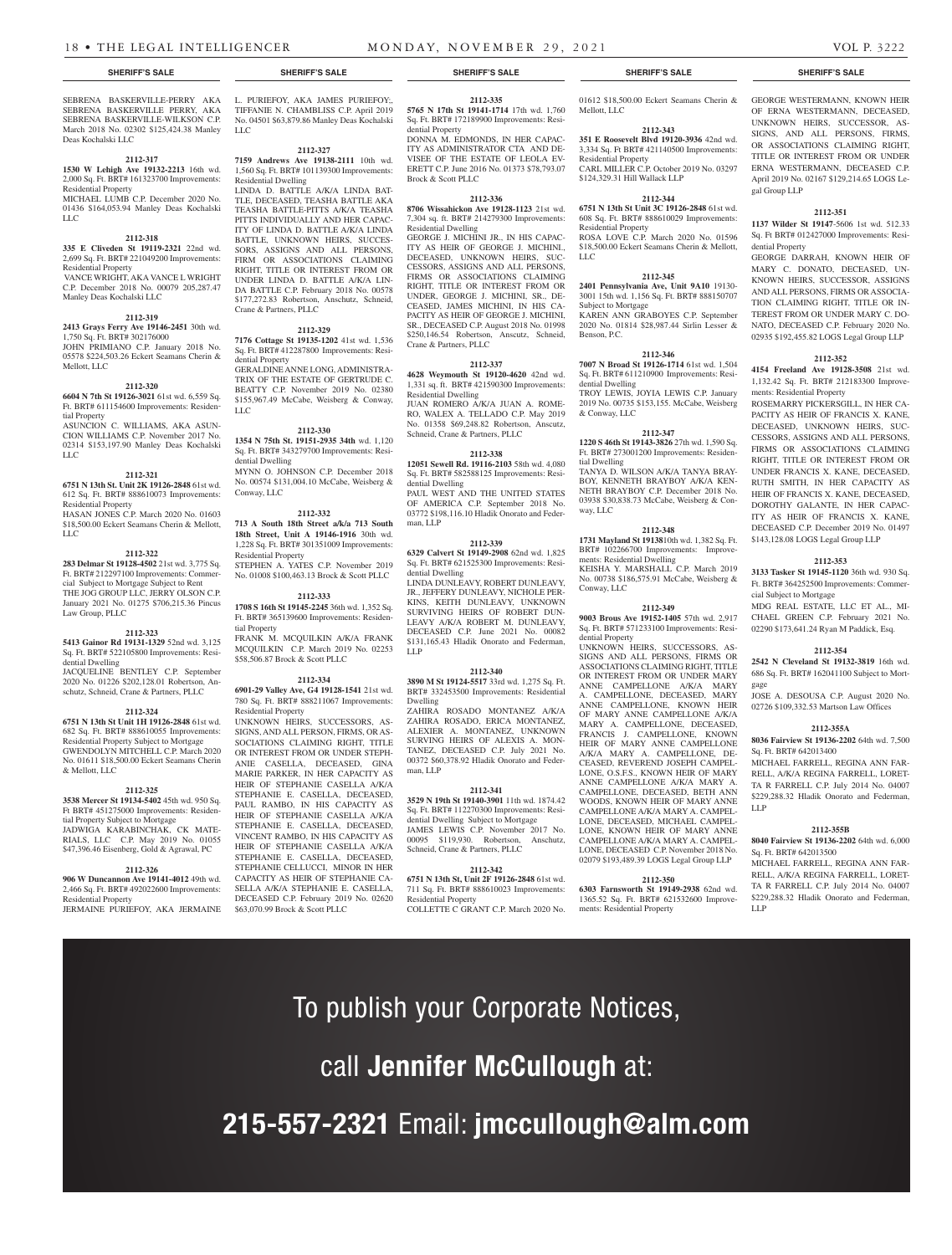## SHERIFF'S SALE

SEBRENA BASKERVILLE-PERRY AKA SEBRENA BASKERVILLE PERRY, AKA SEBRENA BASKERVILLE-WILKSON C.P. March 2018 No. 02302 $125,424.38 Manley Deas Kochalski LLC

**2112-317**

**1530 W Lehigh Ave 19132-2213** 16th wd. 2,000 Sq. Ft. BRT# 161323700 Improvements: Residential Property

MICHAEL LUMB C.P. December 2020 No. 01436 $164,053.94 Manley Deas Kochalski LLC

**2112-318**

**335 E Cliveden St 19119-2321** 22nd wd. 2,699 Sq. Ft. BRT# 221049200 Improvements: Residential Property

VANCE WRIGHT, AKA VANCE L WRIGHT C.P. December 2018 No. 00079 205,287.47 Manley Deas Kochalski LLC

**2112-319**

**2413 Grays Ferry Ave 19146-2451** 30th wd. 1,750 Sq. Ft. BRT# 302176000

JOHN PRIMIANO C.P. January 2018 No. 05578 $224,503.26 Eckert Seamans Cherin & Mellott, LLC

**2112-320**

**6604 N 7th St 19126-3021** 61st wd. 6,559 Sq. Ft. BRT# 611154600 Improvements: Residential Property

ASUNCION C. WILLIAMS, AKA ASUNCION WILLIAMS C.P. November 2017 No. 02314 $153,197.90 Manley Deas Kochalski LLC

**2112-321**

**6751 N 13th St. Unit 2K 19126-2848** 61st wd. 612 Sq. Ft. BRT# 888610073 Improvements: Residential Property

HASAN JONES C.P. March 2020 No. 01603 $18,500.00 Eckert Seamans Cherin & Mellott, LLC

**2112-322**

**283 Delmar St 19128-4502** 21st wd. 3,775 Sq. Ft. BRT# 212297100 Improvements: Commercial Subject to Mortgage Subject to Rent

THE JOG GROUP LLC, JERRY OLSON C.P. January 2021 No. 01275 $706,215.36 Pincus Law Group, PLLC

**2112-323**

**5413 Gainor Rd 19131-1329** 52nd wd. 3,125 Sq. Ft. BRT# 522105800 Improvements: Residential Dwelling

JACQUELINE BENTLEY C.P. September 2020 No. 01226 $202,128.01 Robertson, Anschutz, Schneid, Crane & Partners, PLLC

**2112-324**

**6751 N 13th St Unit 1H 19126-2848** 61st wd. 682 Sq. Ft. BRT# 888610055 Improvements: Residential Property Subject to Mortgage

GWENDOLYN MITCHELL C.P. March 2020 No. 01611 $18,500.00 Eckert Seamans Cherin & Mellott, LLC

**2112-325**

**3538 Mercer St 19134-5402** 45th wd. 950 Sq. Ft BRT# 451275000 Improvements: Residential Property Subject to Mortgage

JADWIGA KARABINCHAK, CK MATERIALS, LLC C.P. May 2019 No. 01055 $47,396.46 Eisenberg, Gold & Agrawal, PC

**2112-326**

**906 W Duncannon Ave 19141-4012** 49th wd. 2,466 Sq. Ft. BRT# 492022600 Improvements: Residential Property

JERMAINE PURIEFOY, AKA JERMAINE L. PURIEFOY, AKA JAMES PURIEFOY,, TIFFANIE N. CHAMBLISS C.P. April 2019 No. 04501 $63,879.86 Manley Deas Kochalski LLC

**2112-327**

**7159 Andrews Ave 19138-2111** 10th wd. 1,560 Sq. Ft. BRT# 101139300 Improvements: Residential Dwelling

LINDA D. BATTLE A/K/A LINDA BATTLE, DECEASED, TEASHA BATTLE AKA TEASHA BATTLE-PITTS A/K/A TEASHA PITTS INDIVIDUALLY AND HER CAPACITY OF LINDA D. BATTLE A/K/A LINDA BATTLE, UNKNOWN HEIRS, SUCCESSORS, ASSIGNS AND ALL PERSONS, FIRM OR ASSOCIATIONS CLAIMING RIGHT, TITLE OR INTEREST FROM OR UNDER LINDA D. BATTLE A/K/A LINDA BATTLE C.P. February 2018 No. 00578 $177,272.83 Robertson, Anschutz, Schneid, Crane & Partners, PLLC

**2112-329**

**7176 Cottage St 19135-1202** 41st wd. 1,536 Sq. Ft. BRT# 412287800 Improvements: Residential Property

GERALDINE ANNE LONG, ADMINISTRATRIX OF THE ESTATE OF GERTRUDE C. BEATTY C.P. November 2019 No. 02380 $155,967.49 McCabe, Weisberg & Conway, LLC

**2112-330**

**1354 N 75th St. 19151-2935 34th** wd. 1,120 Sq. Ft. BRT# 343279700 Improvements: Residential Dwelling

MYNN O. JOHNSON C.P. December 2018 No. 00574 $131,004.10 McCabe, Weisberg & Conway, LLC

**2112-332**

**713 A South 18th Street a/k/a 713 South 18th Street, Unit A 19146-1916** 30th wd. 1,228 Sq. Ft. BRT# 301351009 Improvements: Residential Property

STEPHEN A. YATES C.P. November 2019 No. 01008 $100,463.13 Brock & Scott PLLC

**2112-333**

**1708 S 16th St 19145-2245** 36th wd. 1,352 Sq. Ft. BRT# 365139600 Improvements: Residential Property

FRANK M. MCQUILKIN A/K/A FRANK MCQUILKIN C.P. March 2019 No. 02253 $58,506.87 Brock & Scott PLLC

**2112-334**

**6901-29 Valley Ave, G4 19128-1541** 21st wd. 780 Sq. Ft. BRT# 888211067 Improvements: Residential Property

UNKNOWN HEIRS, SUCCESSORS, ASSIGNS, AND ALL PERSON, FIRMS, OR ASSOCIATIONS CLAIMING RIGHT, TITLE OR INTEREST FROM OR UNDER STEPHANIE CASELLA, DECEASED, GINA MARIE PARKER, IN HER CAPACITY AS HEIR OF STEPHANIE CASELLA A/K/A STEPHANIE E. CASELLA, DECEASED, PAUL RAMBO, IN HIS CAPACITY AS HEIR OF STEPHANIE CASELLA A/K/A STEPHANIE E. CASELLA, DECEASED, VINCENT RAMBO, IN HIS CAPACITY AS HEIR OF STEPHANIE CASELLA A/K/A STEPHANIE E. CASELLA, DECEASED, STEPHANIE CELLUCCI, MINOR IN HER CAPACITY AS HEIR OF STEPHANIE CASELLA A/K/A STEPHANIE E. CASELLA, DECEASED C.P. February 2019 No. 02620 $63,070.99 Brock & Scott PLLC

**2112-335**

**5765 N 17th St 19141-1714** 17th wd. 1,760 Sq. Ft. BRT# 172189900 Improvements: Residential Property

DONNA M. EDMONDS, IN HER CAPACITY AS ADMINISTRATOR CTA AND DEVISEE OF THE ESTATE OF LEOLA EVERETT C.P. June 2016 No. 01373 $78,793.07 Brock & Scott PLLC

**2112-336**

**8706 Wissahickon Ave 19128-1123** 21st wd. 7,304 sq. ft. BRT# 214279300 Improvements: Residential Dwelling

GEORGE J. MICHINI JR., IN HIS CAPACITY AS HEIR OF GEORGE J. MICHINI, DECEASED, UNKNOWN HEIRS, SUCCESSORS, ASSIGNS AND ALL PERSONS, FIRMS OR ASSOCIATIONS CLAIMING RIGHT, TITLE OR INTEREST FROM OR UNDER, GEORGE J. MICHINI, SR., DECEASED, JAMES MICHINI, IN HIS CAPACITY AS HEIR OF GEORGE J. MICHINI, SR., DECEASED C.P. August 2018 No. 01998 $250,146.54 Robertson, Anscutz, Schneid, Crane & Partners, PLLC

**2112-337**

**4628 Weymouth St 19120-4620** 42nd wd. 1,331 sq. ft. BRT# 421590300 Improvements: Residential Dwelling

JUAN ROMERO A/K/A JUAN A. ROMERO, WALEX A. TELLADO C.P. May 2019 No. 01358 $69,248.82 Robertson, Anscutz, Schneid, Crane & Partners, PLLC

**2112-338**

**12051 Sewell Rd. 19116-2103** 58th wd. 4,080 Sq. Ft. BRT# 582588125 Improvements: Residential Dwelling

PAUL WEST AND THE UNITED STATES OF AMERICA C.P. September 2018 No. 03772 $198,116.10 Hladik Onorato and Federman, LLP

**2112-339**

**6329 Calvert St 19149-2908** 62nd wd. 1,825 Sq. Ft. BRT# 621525300 Improvements: Residential Dwelling

LINDA DUNLEAVY, ROBERT DUNLEAVY, JR., JEFFERY DUNLEAVY, NICHOLE PERKINS, KEITH DUNLEAVY, UNKNOWN SURVIVING HEIRS OF ROBERT DUNLEAVY A/K/A ROBERT M. DUNLEAVY, DECEASED C.P. June 2021 No. 00082 $131,165.43 Hladik Onorato and Federman, LLP

**2112-340**

**3890 M St 19124-5517** 33rd wd. 1,275 Sq. Ft. BRT# 332453500 Improvements: Residential Dwelling

ZAHIRA ROSADO MONTANEZ A/K/A ZAHIRA ROSADO, ERICA MONTANEZ, ALEXIER A. MONTANEZ, UNKNOWN SURVING HEIRS OF ALEXIS A. MONTANEZ, DECEASED C.P. July 2021 No. 00372 $60,378.92 Hladik Onorato and Federman, LLP

**2112-341**

**3529 N 19th St 19140-3901** 11th wd. 1874.42 Sq. Ft. BRT# 112270300 Improvements: Residential Dwelling Subject to Mortgage

JAMES LEWIS C.P. November 2017 No. 00095 $119,930. Robertson, Anschutz, Schneid, Crane & Partners, PLLC

**2112-342**

**6751 N 13th St, Unit 2F 19126-2848** 61st wd. 711 Sq. Ft. BRT# 888610023 Improvements: Residential Property

COLLETTE C GRANT C.P. March 2020 No. 01612 $18,500.00 Eckert Seamans Cherin & Mellott, LLC

**2112-343**

**351 E Roosevelt Blvd 19120-3936** 42nd wd. 3,334 Sq. Ft. BRT# 421140500 Improvements: Residential Property

CARL MILLER C.P. October 2019 No. 03297 $124,329.31 Hill Wallack LLP

**2112-344**

**6751 N 13th St Unit 3C 19126-2848** 61st wd. 608 Sq. Ft. BRT# 888610029 Improvements: Residential Property

ROSA LOVE C.P. March 2020 No. 01596 $18,500.00 Eckert Seamans Cherin & Mellott, LLC

**2112-345**

**2401 Pennsylvania Ave, Unit 9A10** 19130-3001 15th wd. 1,156 Sq. Ft. BRT# 888150707 Subject to Mortgage

KAREN ANN GRABOYES C.P. September 2020 No. 01814 $28,987.44 Sirlin Lesser & Benson, P.C.

**2112-346**

**7007 N Broad St 19126-1714** 61st wd. 1,504 Sq. Ft. BRT# 611210900 Improvements: Residential Dwelling

TROY LEWIS, JOYIA LEWIS C.P. January 2019 No. 00735 $153,155. McCabe, Weisberg & Conway, LLC

**2112-347**

**1220 S 46th St 19143-3826** 27th wd. 1,590 Sq. Ft. BRT# 273001200 Improvements: Residential Dwelling

TANYA D. WILSON A/K/A TANYA BRAYBOY, KENNETH BRAYBOY A/K/A KENNETH BRAYBOY C.P. December 2018 No. 03938 $30,838.73 McCabe, Weisberg & Conway, LLC

**2112-348**

**1731 Mayland St 19138**10th wd. 1,382 Sq. Ft. BRT# 102266700 Improvements: Improvements: Residential Dwelling

KEISHA Y. MARSHALL C.P. March 2019 No. 00738 $186,575.91 McCabe, Weisberg & Conway, LLC

**2112-349**

**9003 Brous Ave 19152-1405** 57th wd. 2,917 Sq. Ft. BRT# 571233100 Improvements: Residential Property

UNKNOWN HEIRS, SUCCESSORS, ASSIGNS AND ALL PERSONS, FIRMS OR ASSOCIATIONS CLAIMING RIGHT, TITLE OR INTEREST FROM OR UNDER MARY ANNE CAMPELLONE A/K/A MARY A. CAMPELLONE, DECEASED, MARY ANNE CAMPELLONE, KNOWN HEIR OF MARY ANNE CAMPELLONE A/K/A MARY A. CAMPELLONE, DECEASED, FRANCIS J. CAMPELLONE, KNOWN HEIR OF MARY ANNE CAMPELLONE A/K/A MARY A. CAMPELLONE, DECEASED, REVEREND JOSEPH CAMPELLONE, O.S.F.S., KNOWN HEIR OF MARY ANNE CAMPELLONE A/K/A MARY A. CAMPELLONE, DECEASED, BETH ANN WOODS, KNOWN HEIR OF MARY ANNE CAMPELLONE A/K/A MARY A. CAMPELLONE, DECEASED, MICHAEL CAMPELLONE, KNOWN HEIR OF MARY ANNE CAMPELLONE A/K/A MARY A. CAMPELLONE, DECEASED C.P. November 2018 No. 02079 $193,489.39 LOGS Legal Group LLP

**2112-350**

**6303 Farnsworth St 19149-2938** 62nd wd. 1365.52 Sq. Ft. BRT# 621532600 Improvements: Residential Property

GEORGE WESTERMANN, KNOWN HEIR OF ERNA WESTERMANN, DECEASED, UNKNOWN HEIRS, SUCCESSOR, ASSIGNS, AND ALL PERSONS, FIRMS, OR ASSOCIATIONS CLAIMING RIGHT, TITLE OR INTEREST FROM OR UNDER ERNA WESTERMANN, DECEASED C.P. April 2019 No. 02167 $129,214.65 LOGS Legal Group LLP

**2112-351**

**1137 Wilder St 19147**-5606 1st wd. 512.33 Sq. Ft. BRT# 012427000 Improvements: Residential Property

GEORGE DARRAH, KNOWN HEIR OF MARY C. DONATO, DECEASED, UNKNOWN HEIRS, SUCCESSOR, ASSIGNS AND ALL PERSONS, FIRMS OR ASSOCIATION CLAIMING RIGHT, TITLE OR INTEREST FROM OR UNDER MARY C. DONATO, DECEASED C.P. February 2020 No. 02935 $192,455.82 LOGS Legal Group LLP

**2112-352**

**4154 Freeland Ave 19128-3508** 21st wd. 1,132.42 Sq. Ft. BRT# 212183300 Improvements: Residential Property

ROSEMARY PICKERSGILL, IN HER CAPACITY AS HEIR OF FRANCIS X. KANE, DECEASED, UNKNOWN HEIRS, SUCCESSORS, ASSIGNS AND ALL PERSONS, FIRMS OR ASSOCIATIONS CLAIMING RIGHT, TITLE OR INTEREST FROM OR UNDER FRANCIS X. KANE, DECEASED, RUTH SMITH, IN HER CAPACITY AS HEIR OF FRANCIS X. KANE, DECEASED, DOROTHY GALANTE, IN HER CAPACITY AS HEIR OF FRANCIS X. KANE, DECEASED C.P. December 2019 No. 01497 $143,128.08 LOGS Legal Group LLP

**2112-353**

**3133 Tasker St 19145-1120** 36th wd. 930 Sq. Ft. BRT# 364252500 Improvements: Commercial Subject to Mortgage

MDG REAL ESTATE, LLC ET AL., MICHAEL GREEN C.P. February 2021 No. 02290 $173,641.24 Ryan M Paddick, Esq.

**2112-354**

**2542 N Cleveland St 19132-3819** 16th wd. 686 Sq. Ft. BRT# 162041100 Subject to Mortgage

JOSE A. DESOUSA C.P. August 2020 No. 02726 $109,332.53 Martson Law Offices

**2112-355A**

**8036 Fairview St 19136-2202** 64th wd. 7,500 Sq. Ft. BRT# 642013400

MICHAEL FARRELL, REGINA ANN FARRELL, A/K/A REGINA FARRELL, LORETTA R FARRELL C.P. July 2014 No. 04007 $229,288.32 Hladik Onorato and Federman, LLP

**2112-355B**

**8040 Fairview St 19136-2202** 64th wd. 6,000 Sq. Ft. BRT# 642013500

MICHAEL FARRELL, REGINA ANN FARRELL, A/K/A REGINA FARRELL, LORETTA R FARRELL C.P. July 2014 No. 04007 $229,288.32 Hladik Onorato and Federman, LLP

---

To publish your Corporate Notices,

call **Jennifer McCullough** at:

**215-557-2321** Email: **jmccullough@alm.com**